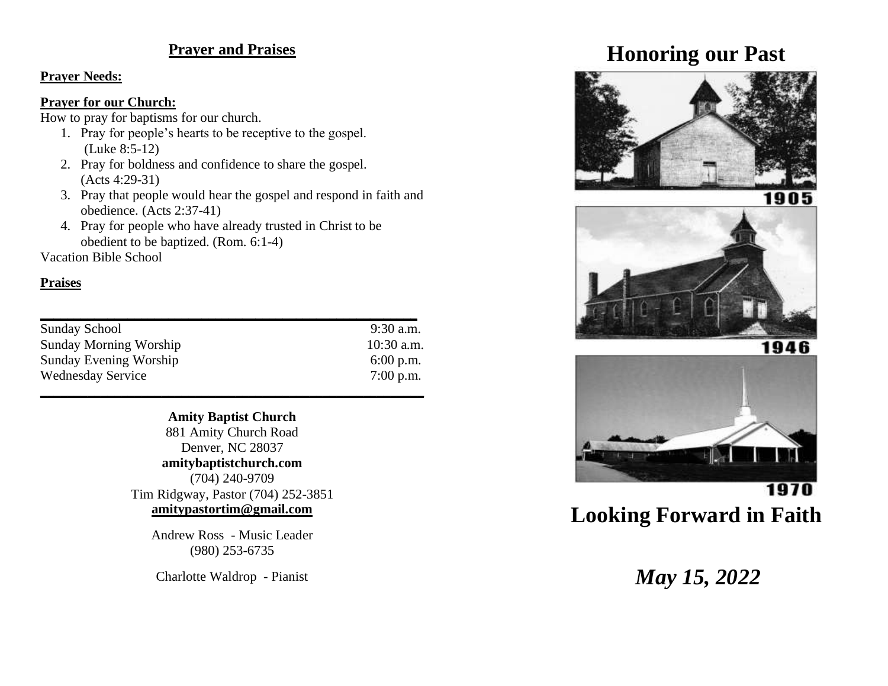## Prayer and Praises

**Prayer Needs:**

**Prayer for our Church:**

How to pray for baptisms for our church.

1. Pray for people's hearts to be receptive to the gospel. (Luke 8:5-12)
2. Pray for boldness and confidence to share the gospel. (Acts 4:29-31)
3. Pray that people would hear the gospel and respond in faith and obedience. (Acts 2:37-41)
4. Pray for people who have already trusted in Christ to be obedient to be baptized. (Rom. 6:1-4)

Vacation Bible School

**Praises**

| | |
|---|---|
| Sunday School | 9:30 a.m. |
| Sunday Morning Worship | 10:30 a.m. |
| Sunday Evening Worship | 6:00 p.m. |
| Wednesday Service | 7:00 p.m. |

**Amity Baptist Church**
881 Amity Church Road
Denver, NC 28037
**amitybaptistchurch.com**
(704) 240-9709
Tim Ridgway, Pastor (704) 252-3851
**amitypastortim@gmail.com**

Andrew Ross - Music Leader
(980) 253-6735

Charlotte Waldrop - Pianist

# Honoring our Past

1905

1946

1970

# Looking Forward in Faith

***May 15, 2022***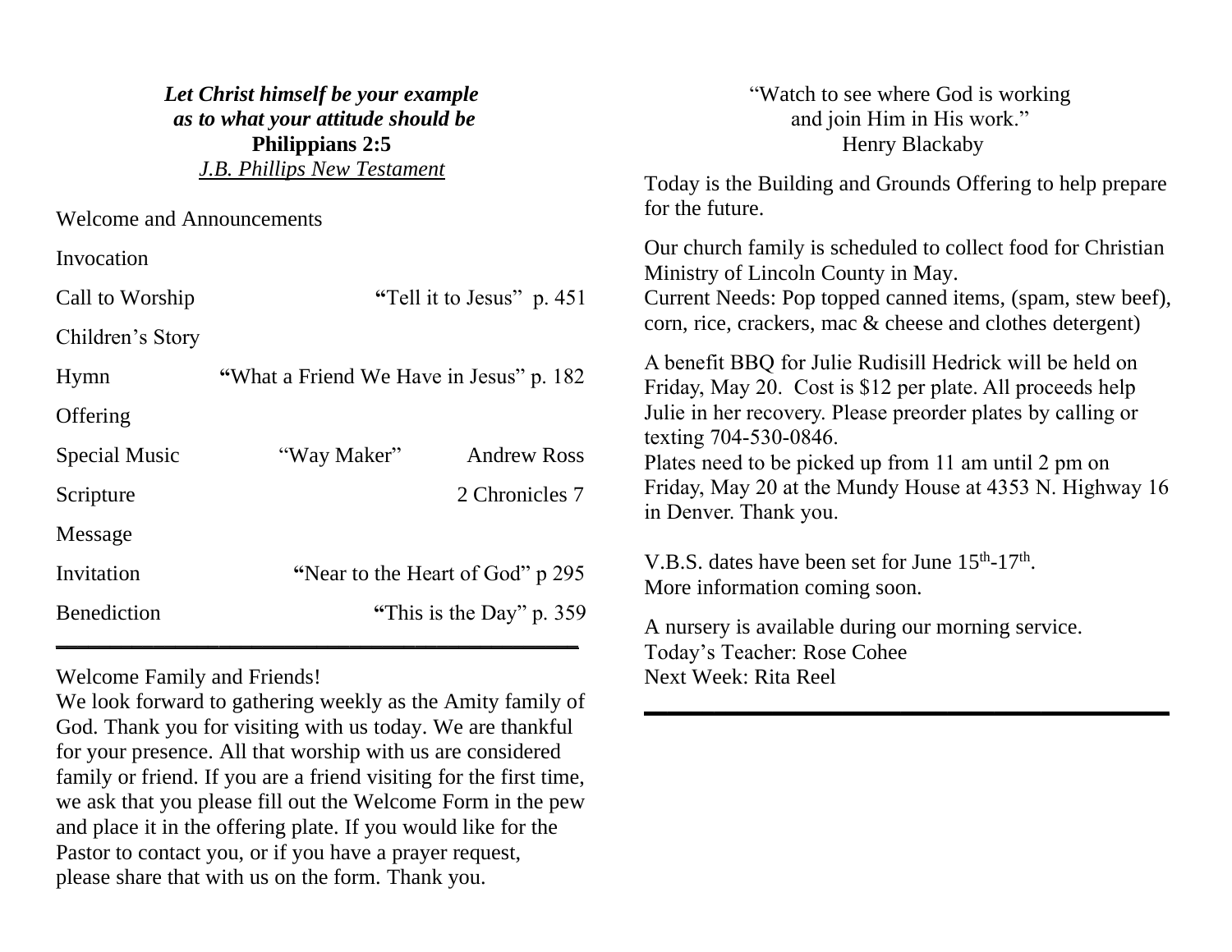***Let Christ himself be your example***
***as to what your attitude should be***
**Philippians 2:5**
*J.B. Phillips New Testament*

| | | |
|---|---|---|
| Welcome and Announcements | | |
| Invocation | | |
| Call to Worship | | "Tell it to Jesus" p. 451 |
| Children's Story | | |
| Hymn | | "What a Friend We Have in Jesus" p. 182 |
| Offering | | |
| Special Music | "Way Maker" | Andrew Ross |
| Scripture | | 2 Chronicles 7 |
| Message | | |
| Invitation | | "Near to the Heart of God" p 295 |
| Benediction | | "This is the Day" p. 359 |

---

Welcome Family and Friends!
We look forward to gathering weekly as the Amity family of God. Thank you for visiting with us today. We are thankful for your presence. All that worship with us are considered family or friend. If you are a friend visiting for the first time, we ask that you please fill out the Welcome Form in the pew and place it in the offering plate. If you would like for the Pastor to contact you, or if you have a prayer request, please share that with us on the form. Thank you.

"Watch to see where God is working
and join Him in His work."
Henry Blackaby

Today is the Building and Grounds Offering to help prepare for the future.

Our church family is scheduled to collect food for Christian Ministry of Lincoln County in May.
Current Needs: Pop topped canned items, (spam, stew beef), corn, rice, crackers, mac & cheese and clothes detergent)

A benefit BBQ for Julie Rudisill Hedrick will be held on Friday, May 20. Cost is $12 per plate. All proceeds help Julie in her recovery. Please preorder plates by calling or texting 704-530-0846.
Plates need to be picked up from 11 am until 2 pm on Friday, May 20 at the Mundy House at 4353 N. Highway 16 in Denver. Thank you.

V.B.S. dates have been set for June 15th-17th.
More information coming soon.

A nursery is available during our morning service.
Today's Teacher: Rose Cohee
Next Week: Rita Reel

---